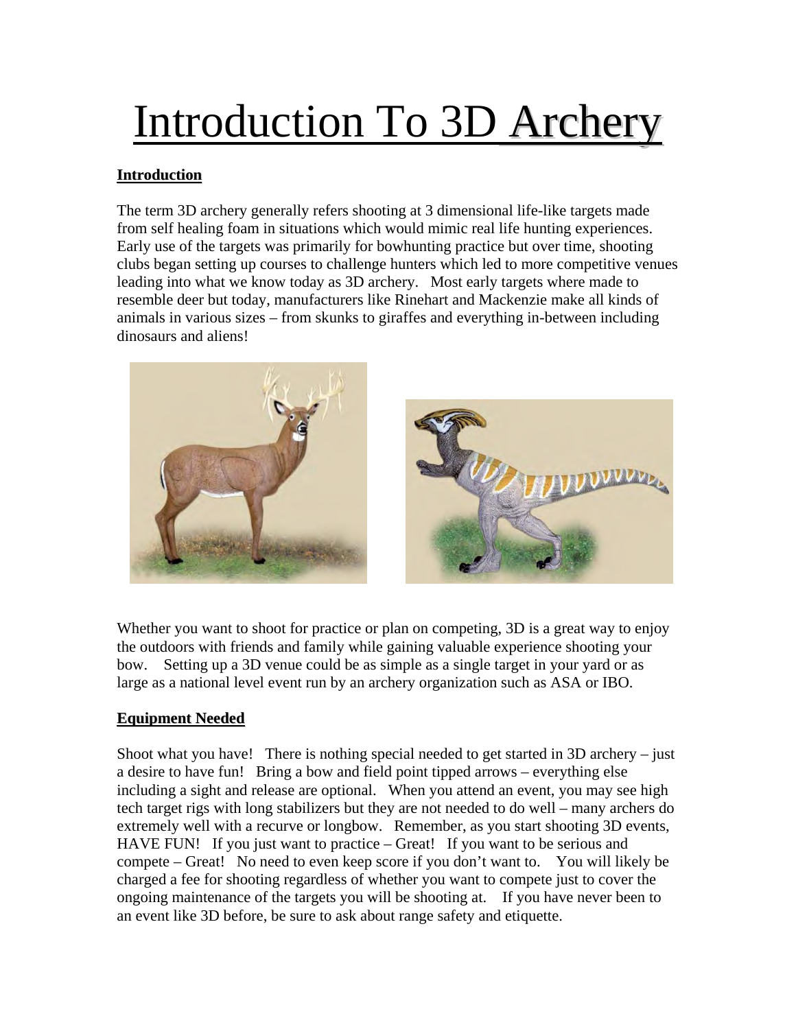# Introduction To 3D Archery

## Introduction

The term 3D archery generally refers shooting at 3 dimensional life-like targets made from self healing foam in situations which would mimic real life hunting experiences. Early use of the targets was primarily for bowhunting practice but over time, shooting clubs began setting up courses to challenge hunters which led to more competitive venues leading into what we know today as 3D archery. Most early targets where made to resemble deer but today, manufacturers like Rinehart and Mackenzie make all kinds of animals in various sizes – from skunks to giraffes and everything in-between including dinosaurs and aliens!

Whether you want to shoot for practice or plan on competing, 3D is a great way to enjoy the outdoors with friends and family while gaining valuable experience shooting your bow. Setting up a 3D venue could be as simple as a single target in your yard or as large as a national level event run by an archery organization such as ASA or IBO.

## Equipment Needed

Shoot what you have! There is nothing special needed to get started in 3D archery – just a desire to have fun! Bring a bow and field point tipped arrows – everything else including a sight and release are optional. When you attend an event, you may see high tech target rigs with long stabilizers but they are not needed to do well – many archers do extremely well with a recurve or longbow. Remember, as you start shooting 3D events, HAVE FUN! If you just want to practice – Great! If you want to be serious and compete – Great! No need to even keep score if you don't want to. You will likely be charged a fee for shooting regardless of whether you want to compete just to cover the ongoing maintenance of the targets you will be shooting at. If you have never been to an event like 3D before, be sure to ask about range safety and etiquette.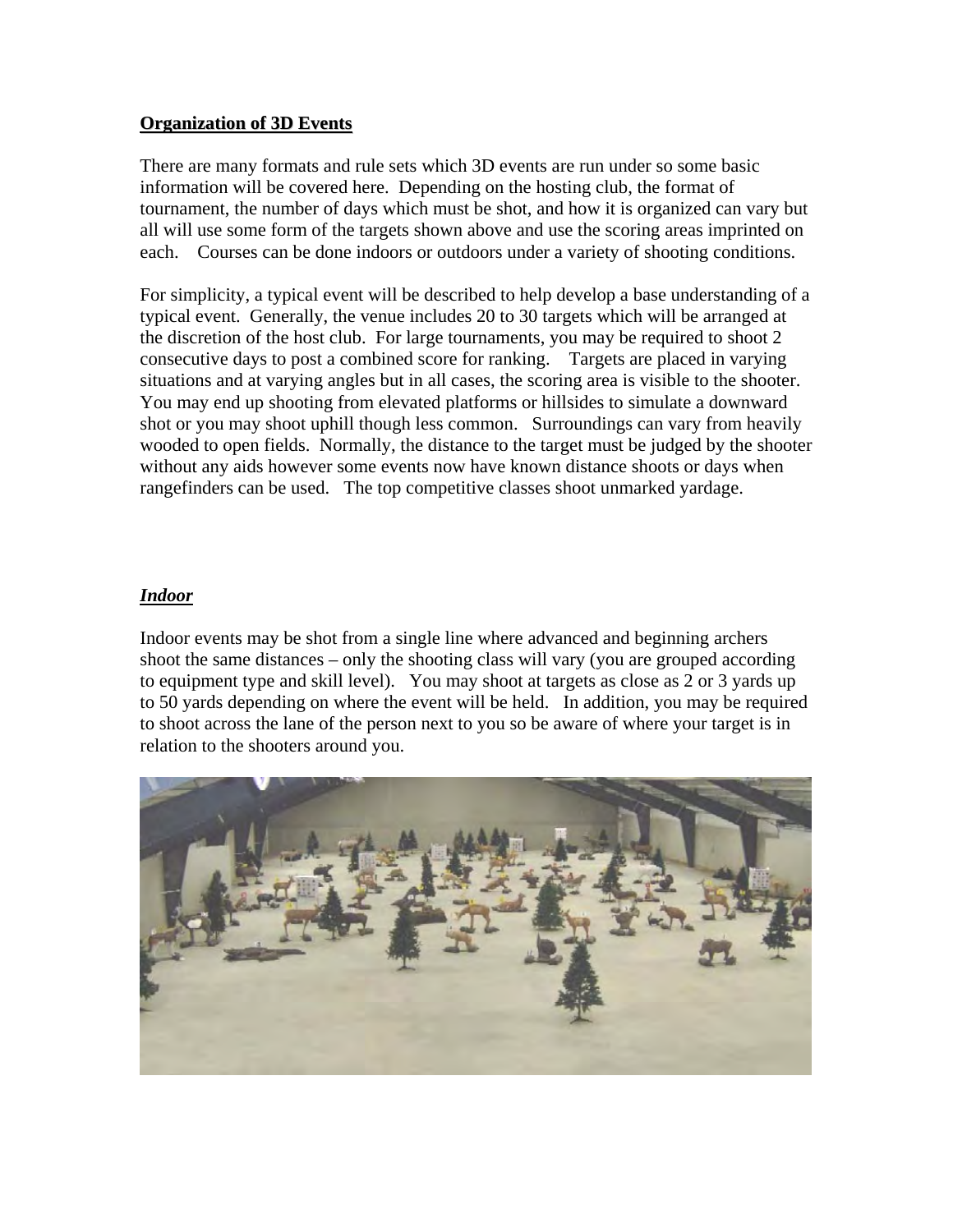**Organization of 3D Events**

There are many formats and rule sets which 3D events are run under so some basic information will be covered here. Depending on the hosting club, the format of tournament, the number of days which must be shot, and how it is organized can vary but all will use some form of the targets shown above and use the scoring areas imprinted on each. Courses can be done indoors or outdoors under a variety of shooting conditions.

For simplicity, a typical event will be described to help develop a base understanding of a typical event. Generally, the venue includes 20 to 30 targets which will be arranged at the discretion of the host club. For large tournaments, you may be required to shoot 2 consecutive days to post a combined score for ranking. Targets are placed in varying situations and at varying angles but in all cases, the scoring area is visible to the shooter. You may end up shooting from elevated platforms or hillsides to simulate a downward shot or you may shoot uphill though less common. Surroundings can vary from heavily wooded to open fields. Normally, the distance to the target must be judged by the shooter without any aids however some events now have known distance shoots or days when rangefinders can be used. The top competitive classes shoot unmarked yardage.

***Indoor***

Indoor events may be shot from a single line where advanced and beginning archers shoot the same distances – only the shooting class will vary (you are grouped according to equipment type and skill level). You may shoot at targets as close as 2 or 3 yards up to 50 yards depending on where the event will be held. In addition, you may be required to shoot across the lane of the person next to you so be aware of where your target is in relation to the shooters around you.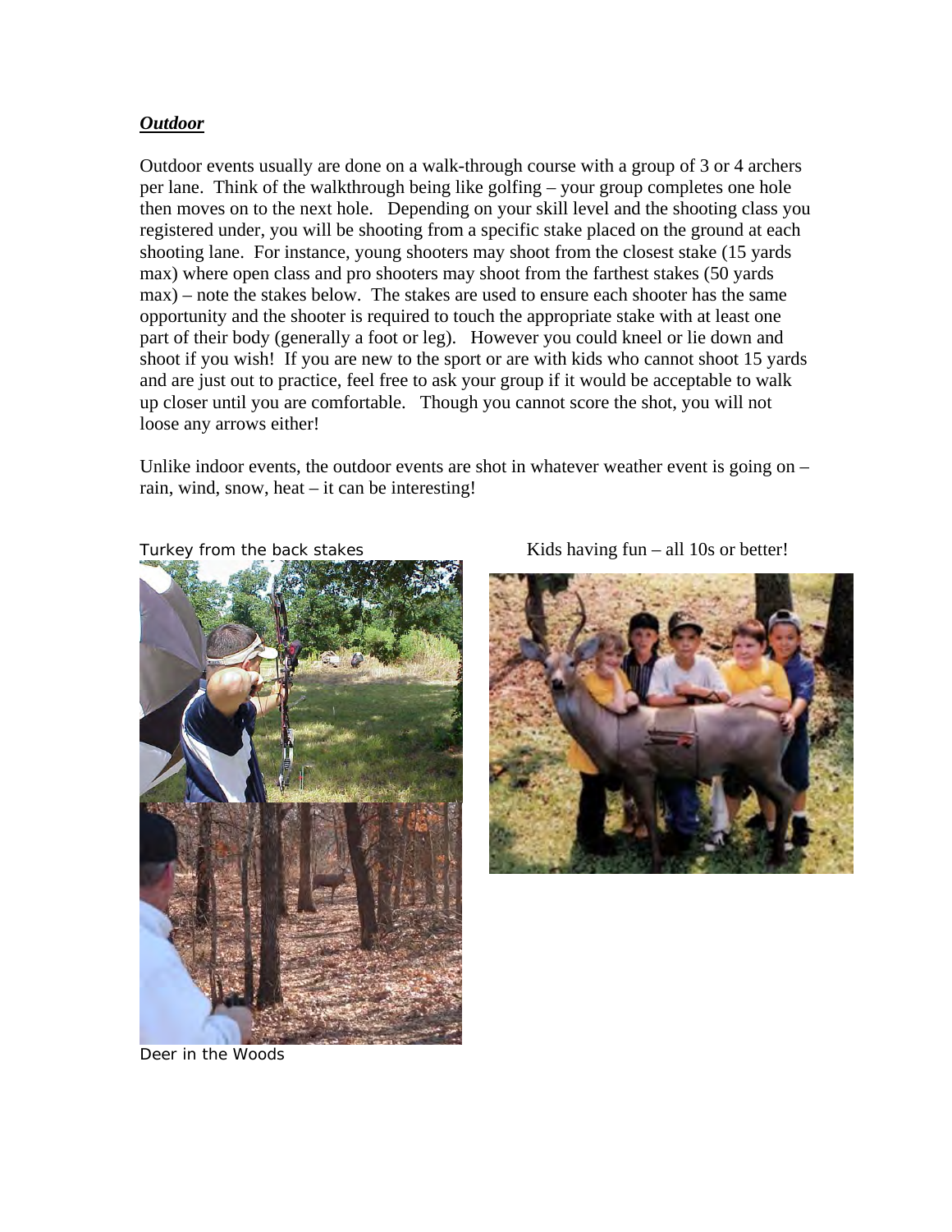***Outdoor***

Outdoor events usually are done on a walk-through course with a group of 3 or 4 archers per lane. Think of the walkthrough being like golfing – your group completes one hole then moves on to the next hole. Depending on your skill level and the shooting class you registered under, you will be shooting from a specific stake placed on the ground at each shooting lane. For instance, young shooters may shoot from the closest stake (15 yards max) where open class and pro shooters may shoot from the farthest stakes (50 yards max) – note the stakes below. The stakes are used to ensure each shooter has the same opportunity and the shooter is required to touch the appropriate stake with at least one part of their body (generally a foot or leg). However you could kneel or lie down and shoot if you wish! If you are new to the sport or are with kids who cannot shoot 15 yards and are just out to practice, feel free to ask your group if it would be acceptable to walk up closer until you are comfortable. Though you cannot score the shot, you will not loose any arrows either!

Unlike indoor events, the outdoor events are shot in whatever weather event is going on – rain, wind, snow, heat – it can be interesting!

Turkey from the back stakes

Kids having fun – all 10s or better!

Deer in the Woods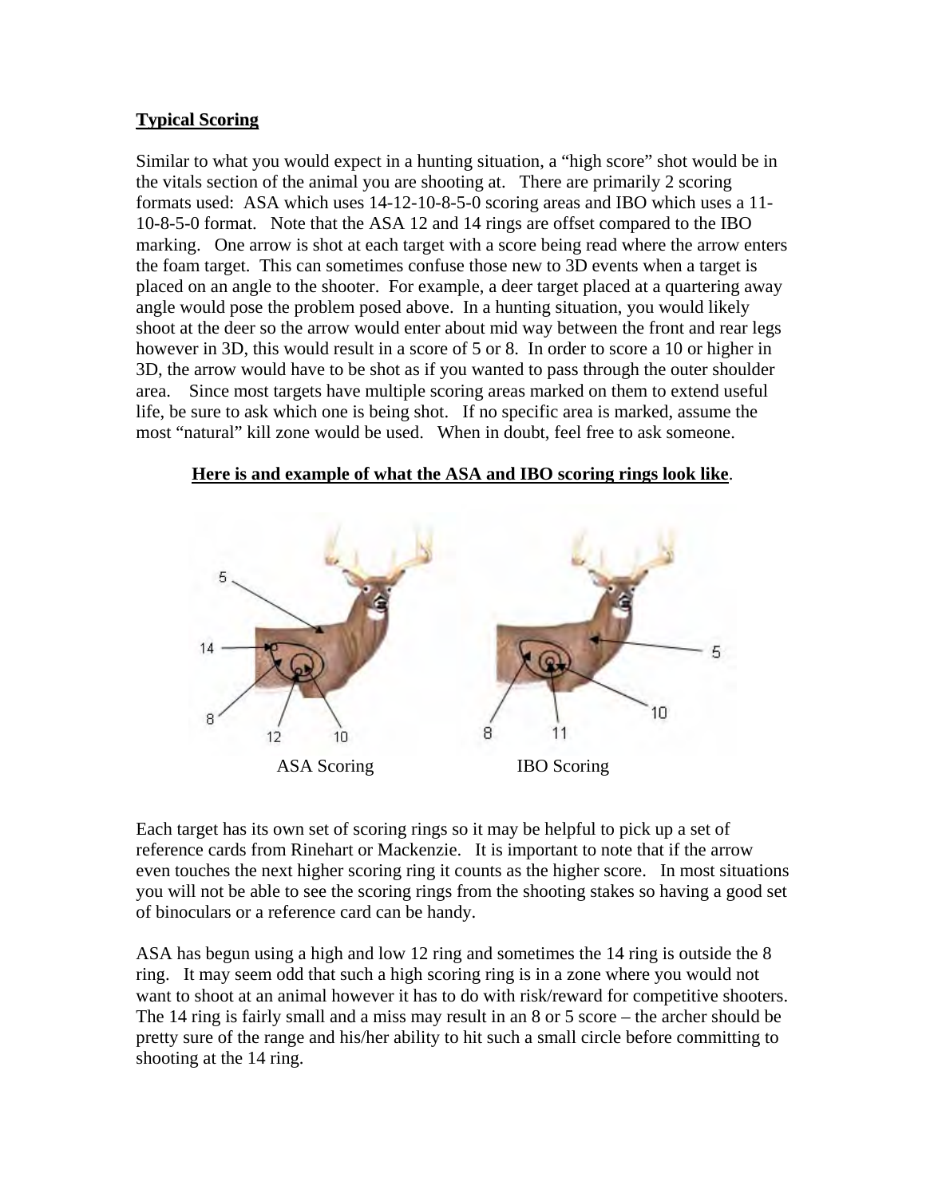**Typical Scoring**

Similar to what you would expect in a hunting situation, a "high score" shot would be in the vitals section of the animal you are shooting at. There are primarily 2 scoring formats used: ASA which uses 14-12-10-8-5-0 scoring areas and IBO which uses a 11-10-8-5-0 format. Note that the ASA 12 and 14 rings are offset compared to the IBO marking. One arrow is shot at each target with a score being read where the arrow enters the foam target. This can sometimes confuse those new to 3D events when a target is placed on an angle to the shooter. For example, a deer target placed at a quartering away angle would pose the problem posed above. In a hunting situation, you would likely shoot at the deer so the arrow would enter about mid way between the front and rear legs however in 3D, this would result in a score of 5 or 8. In order to score a 10 or higher in 3D, the arrow would have to be shot as if you wanted to pass through the outer shoulder area. Since most targets have multiple scoring areas marked on them to extend useful life, be sure to ask which one is being shot. If no specific area is marked, assume the most "natural" kill zone would be used. When in doubt, feel free to ask someone.

**Here is and example of what the ASA and IBO scoring rings look like**.

ASA Scoring IBO Scoring

Each target has its own set of scoring rings so it may be helpful to pick up a set of reference cards from Rinehart or Mackenzie. It is important to note that if the arrow even touches the next higher scoring ring it counts as the higher score. In most situations you will not be able to see the scoring rings from the shooting stakes so having a good set of binoculars or a reference card can be handy.

ASA has begun using a high and low 12 ring and sometimes the 14 ring is outside the 8 ring. It may seem odd that such a high scoring ring is in a zone where you would not want to shoot at an animal however it has to do with risk/reward for competitive shooters. The 14 ring is fairly small and a miss may result in an 8 or 5 score – the archer should be pretty sure of the range and his/her ability to hit such a small circle before committing to shooting at the 14 ring.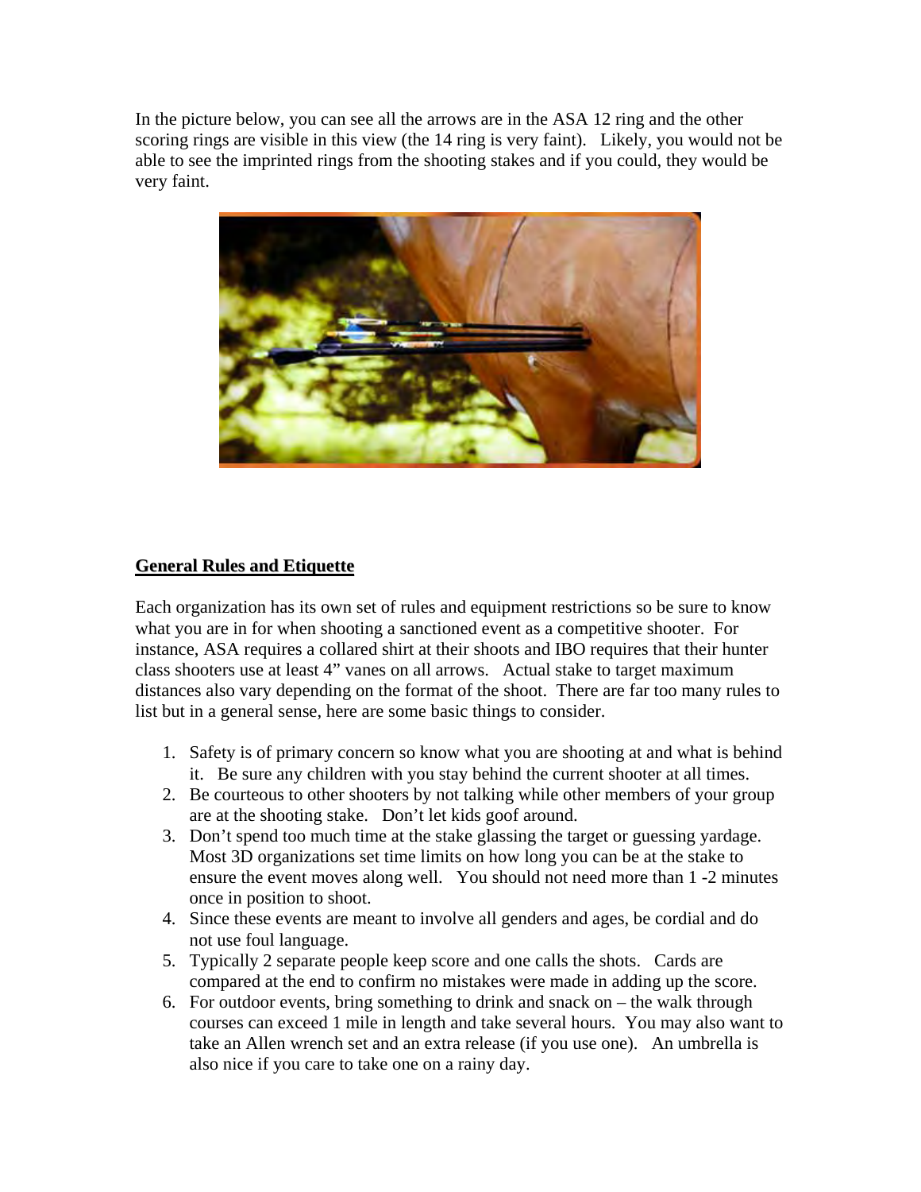In the picture below, you can see all the arrows are in the ASA 12 ring and the other scoring rings are visible in this view (the 14 ring is very faint). Likely, you would not be able to see the imprinted rings from the shooting stakes and if you could, they would be very faint.

## General Rules and Etiquette

Each organization has its own set of rules and equipment restrictions so be sure to know what you are in for when shooting a sanctioned event as a competitive shooter. For instance, ASA requires a collared shirt at their shoots and IBO requires that their hunter class shooters use at least 4" vanes on all arrows. Actual stake to target maximum distances also vary depending on the format of the shoot. There are far too many rules to list but in a general sense, here are some basic things to consider.

1. Safety is of primary concern so know what you are shooting at and what is behind it. Be sure any children with you stay behind the current shooter at all times.
2. Be courteous to other shooters by not talking while other members of your group are at the shooting stake. Don't let kids goof around.
3. Don't spend too much time at the stake glassing the target or guessing yardage. Most 3D organizations set time limits on how long you can be at the stake to ensure the event moves along well. You should not need more than 1 -2 minutes once in position to shoot.
4. Since these events are meant to involve all genders and ages, be cordial and do not use foul language.
5. Typically 2 separate people keep score and one calls the shots. Cards are compared at the end to confirm no mistakes were made in adding up the score.
6. For outdoor events, bring something to drink and snack on – the walk through courses can exceed 1 mile in length and take several hours. You may also want to take an Allen wrench set and an extra release (if you use one). An umbrella is also nice if you care to take one on a rainy day.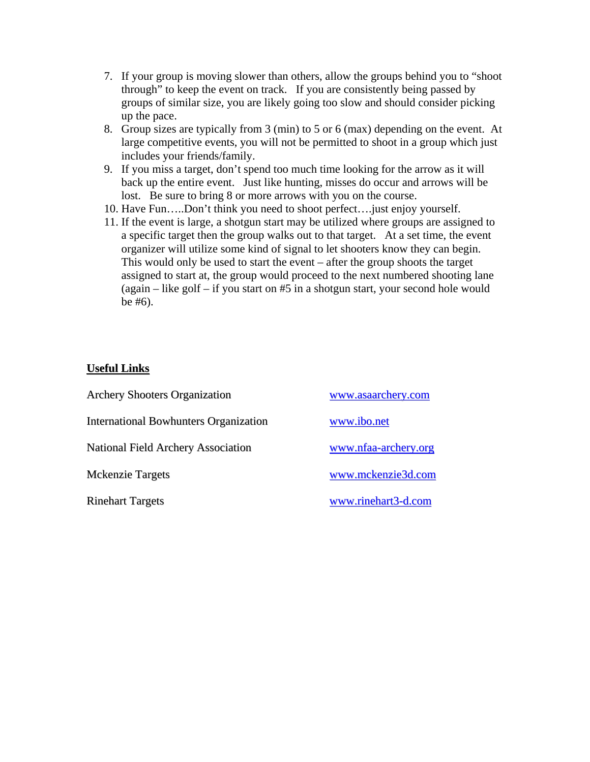7. If your group is moving slower than others, allow the groups behind you to "shoot through" to keep the event on track. If you are consistently being passed by groups of similar size, you are likely going too slow and should consider picking up the pace.
8. Group sizes are typically from 3 (min) to 5 or 6 (max) depending on the event. At large competitive events, you will not be permitted to shoot in a group which just includes your friends/family.
9. If you miss a target, don't spend too much time looking for the arrow as it will back up the entire event. Just like hunting, misses do occur and arrows will be lost. Be sure to bring 8 or more arrows with you on the course.
10. Have Fun…..Don't think you need to shoot perfect….just enjoy yourself.
11. If the event is large, a shotgun start may be utilized where groups are assigned to a specific target then the group walks out to that target. At a set time, the event organizer will utilize some kind of signal to let shooters know they can begin. This would only be used to start the event – after the group shoots the target assigned to start at, the group would proceed to the next numbered shooting lane (again – like golf – if you start on #5 in a shotgun start, your second hole would be #6).

**<u>Useful Links</u>**

| | |
|---|---|
| Archery Shooters Organization | www.asaarchery.com |
| International Bowhunters Organization | www.ibo.net |
| National Field Archery Association | www.nfaa-archery.org |
| Mckenzie Targets | www.mckenzie3d.com |
| Rinehart Targets | www.rinehart3-d.com |